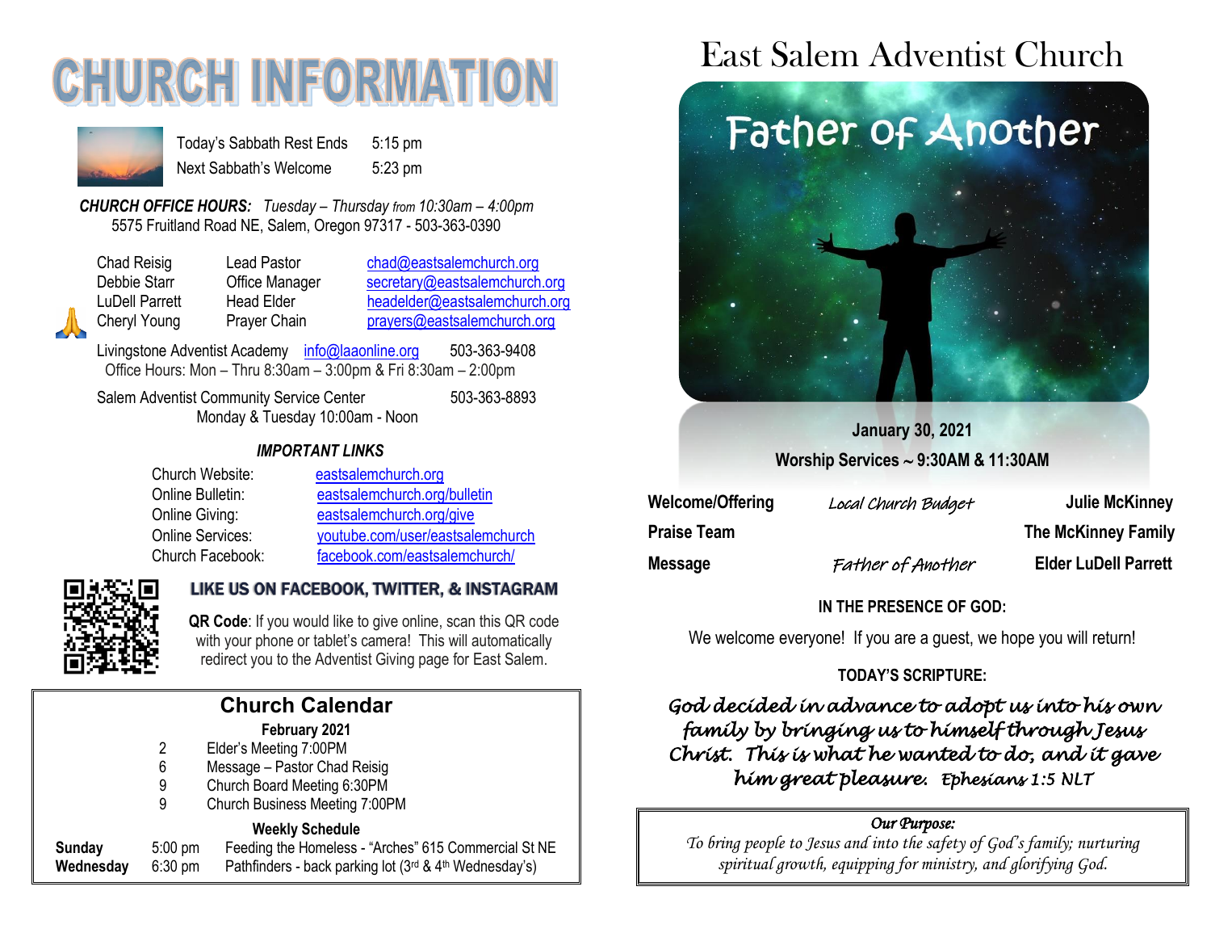# CHURCH INFORMATION

| | |
|---|---|
| Today's Sabbath Rest Ends | 5:15 pm |
| Next Sabbath's Welcome | 5:23 pm |

***CHURCH OFFICE HOURS:*** *Tuesday – Thursday from 10:30am – 4:00pm*
5575 Fruitland Road NE, Salem, Oregon 97317 - 503-363-0390

| | | |
|---|---|---|
| Chad Reisig | Lead Pastor | chad@eastsalemchurch.org |
| Debbie Starr | Office Manager | secretary@eastsalemchurch.org |
| LuDell Parrett | Head Elder | headelder@eastsalemchurch.org |
| 🙏 Cheryl Young | Prayer Chain | prayers@eastsalemchurch.org |

Livingstone Adventist Academy info@laaonline.org 503-363-9408
Office Hours: Mon – Thru 8:30am – 3:00pm & Fri 8:30am – 2:00pm

Salem Adventist Community Service Center 503-363-8893
Monday & Tuesday 10:00am - Noon

***IMPORTANT LINKS***

| | |
|---|---|
| Church Website: | eastsalemchurch.org |
| Online Bulletin: | eastsalemchurch.org/bulletin |
| Online Giving: | eastsalemchurch.org/give |
| Online Services: | youtube.com/user/eastsalemchurch |
| Church Facebook: | facebook.com/eastsalemchurch/ |

**LIKE US ON FACEBOOK, TWITTER, & INSTAGRAM**

**QR Code**: If you would like to give online, scan this QR code with your phone or tablet's camera! This will automatically redirect you to the Adventist Giving page for East Salem.

## Church Calendar

**February 2021**

| | |
|---|---|
| 2 | Elder's Meeting 7:00PM |
| 6 | Message – Pastor Chad Reisig |
| 9 | Church Board Meeting 6:30PM |
| 9 | Church Business Meeting 7:00PM |

**Weekly Schedule**

| | | |
|---|---|---|
| **Sunday** | 5:00 pm | Feeding the Homeless - "Arches" 615 Commercial St NE |
| **Wednesday** | 6:30 pm | Pathfinders - back parking lot (3rd & 4th Wednesday's) |

# East Salem Adventist Church

## Father of Another

**January 30, 2021**
**Worship Services ~ 9:30AM & 11:30AM**

| | | |
|---|---|---|
| **Welcome/Offering** | *Local Church Budget* | **Julie McKinney** |
| **Praise Team** | | **The McKinney Family** |
| **Message** | *Father of Another* | **Elder LuDell Parrett** |

**IN THE PRESENCE OF GOD:**

We welcome everyone! If you are a guest, we hope you will return!

**TODAY'S SCRIPTURE:**

***God decided in advance to adopt us into his own family by bringing us to himself through Jesus Christ. This is what he wanted to do, and it gave him great pleasure.*** *Ephesians 1:5 NLT*

***Our Purpose:***
*To bring people to Jesus and into the safety of God's family; nurturing spiritual growth, equipping for ministry, and glorifying God.*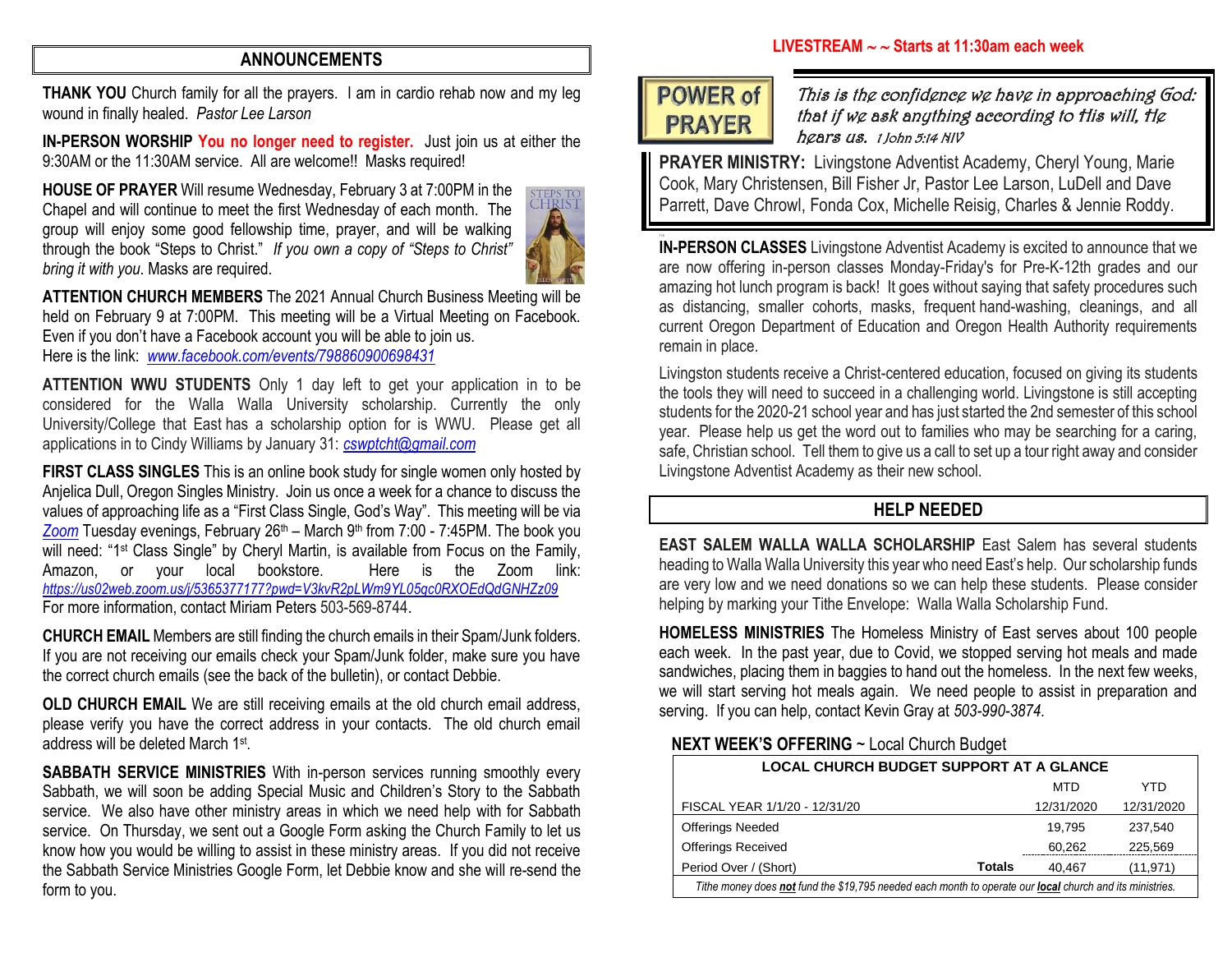## ANNOUNCEMENTS

**THANK YOU** Church family for all the prayers. I am in cardio rehab now and my leg wound in finally healed. *Pastor Lee Larson*

**IN-PERSON WORSHIP** **You no longer need to register.** Just join us at either the 9:30AM or the 11:30AM service. All are welcome!! Masks required!

**HOUSE OF PRAYER** Will resume Wednesday, February 3 at 7:00PM in the Chapel and will continue to meet the first Wednesday of each month. The group will enjoy some good fellowship time, prayer, and will be walking through the book "Steps to Christ." *If you own a copy of "Steps to Christ" bring it with you*. Masks are required.

**ATTENTION CHURCH MEMBERS** The 2021 Annual Church Business Meeting will be held on February 9 at 7:00PM. This meeting will be a Virtual Meeting on Facebook. Even if you don't have a Facebook account you will be able to join us.
Here is the link: *www.facebook.com/events/798860900698431*

**ATTENTION WWU STUDENTS** Only 1 day left to get your application in to be considered for the Walla Walla University scholarship. Currently the only University/College that East has a scholarship option for is WWU. Please get all applications in to Cindy Williams by January 31: *cswptcht@gmail.com*

**FIRST CLASS SINGLES** This is an online book study for single women only hosted by Anjelica Dull, Oregon Singles Ministry. Join us once a week for a chance to discuss the values of approaching life as a "First Class Single, God's Way". This meeting will be via *Zoom* Tuesday evenings, February 26th – March 9th from 7:00 - 7:45PM. The book you will need: "1st Class Single" by Cheryl Martin, is available from Focus on the Family, Amazon, or your local bookstore. Here is the Zoom link: *https://us02web.zoom.us/j/5365377177?pwd=V3kvR2pLWm9YL05qc0RXOEdQdGNHZz09*
For more information, contact Miriam Peters 503-569-8744.

**CHURCH EMAIL** Members are still finding the church emails in their Spam/Junk folders. If you are not receiving our emails check your Spam/Junk folder, make sure you have the correct church emails (see the back of the bulletin), or contact Debbie.

**OLD CHURCH EMAIL** We are still receiving emails at the old church email address, please verify you have the correct address in your contacts. The old church email address will be deleted March 1st.

**SABBATH SERVICE MINISTRIES** With in-person services running smoothly every Sabbath, we will soon be adding Special Music and Children's Story to the Sabbath service. We also have other ministry areas in which we need help with for Sabbath service. On Thursday, we sent out a Google Form asking the Church Family to let us know how you would be willing to assist in these ministry areas. If you did not receive the Sabbath Service Ministries Google Form, let Debbie know and she will re-send the form to you.

**LIVESTREAM ~ ~ Starts at 11:30am each week**

**POWER of PRAYER**

*This is the confidence we have in approaching God: that if we ask anything according to His will, He hears us. 1 John 5:14 NIV*

**PRAYER MINISTRY:** Livingstone Adventist Academy, Cheryl Young, Marie Cook, Mary Christensen, Bill Fisher Jr, Pastor Lee Larson, LuDell and Dave Parrett, Dave Chrowl, Fonda Cox, Michelle Reisig, Charles & Jennie Roddy.

**IN-PERSON CLASSES** Livingstone Adventist Academy is excited to announce that we are now offering in-person classes Monday-Friday's for Pre-K-12th grades and our amazing hot lunch program is back! It goes without saying that safety procedures such as distancing, smaller cohorts, masks, frequent hand-washing, cleanings, and all current Oregon Department of Education and Oregon Health Authority requirements remain in place.

Livingston students receive a Christ-centered education, focused on giving its students the tools they will need to succeed in a challenging world. Livingstone is still accepting students for the 2020-21 school year and has just started the 2nd semester of this school year. Please help us get the word out to families who may be searching for a caring, safe, Christian school. Tell them to give us a call to set up a tour right away and consider Livingstone Adventist Academy as their new school.

## HELP NEEDED

**EAST SALEM WALLA WALLA SCHOLARSHIP** East Salem has several students heading to Walla Walla University this year who need East's help. Our scholarship funds are very low and we need donations so we can help these students. Please consider helping by marking your Tithe Envelope: Walla Walla Scholarship Fund.

**HOMELESS MINISTRIES** The Homeless Ministry of East serves about 100 people each week. In the past year, due to Covid, we stopped serving hot meals and made sandwiches, placing them in baggies to hand out the homeless. In the next few weeks, we will start serving hot meals again. We need people to assist in preparation and serving. If you can help, contact Kevin Gray at *503-990-3874.*

**NEXT WEEK'S OFFERING** ~ Local Church Budget

| LOCAL CHURCH BUDGET SUPPORT AT A GLANCE | | MTD | YTD |
|---|---|---|---|
| FISCAL YEAR 1/1/20 - 12/31/20 | | 12/31/2020 | 12/31/2020 |
| Offerings Needed | | 19,795 | 237,540 |
| Offerings Received | | 60,262 | 225,569 |
| Period Over / (Short) | **Totals** | 40,467 | (11,971) |

*Tithe money does **not** fund the $19,795 needed each month to operate our **local** church and its ministries.*